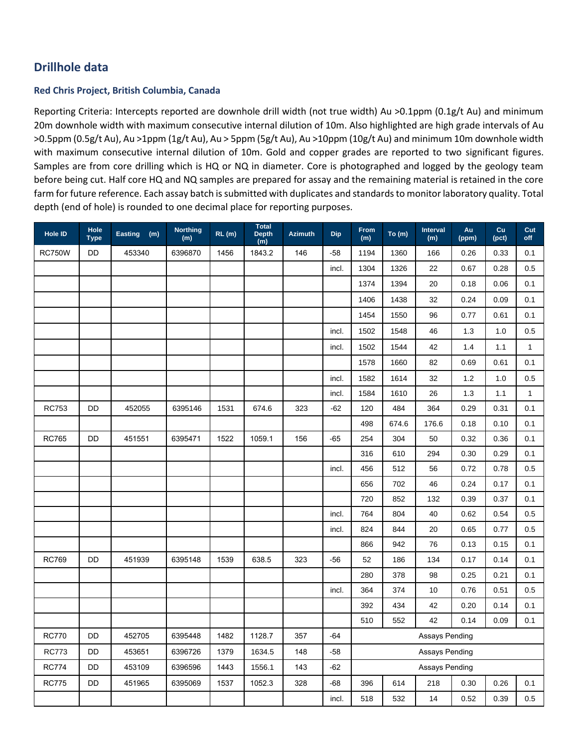## Drillhole data

### Red Chris Project, British Columbia, Canada

Reporting Criteria: Intercepts reported are downhole drill width (not true width) Au >0.1ppm (0.1g/t Au) and minimum 20m downhole width with maximum consecutive internal dilution of 10m. Also highlighted are high grade intervals of Au >0.5ppm (0.5g/t Au), Au >1ppm (1g/t Au), Au > 5ppm (5g/t Au), Au >10ppm (10g/t Au) and minimum 10m downhole width with maximum consecutive internal dilution of 10m. Gold and copper grades are reported to two significant figures. Samples are from core drilling which is HQ or NQ in diameter. Core is photographed and logged by the geology team before being cut. Half core HQ and NQ samples are prepared for assay and the remaining material is retained in the core farm for future reference. Each assay batch is submitted with duplicates and standards to monitor laboratory quality. Total depth (end of hole) is rounded to one decimal place for reporting purposes.

| Hole ID | Hole Type | Easting (m) | Northing (m) | RL (m) | Total Depth (m) | Azimuth | Dip | From (m) | To (m) | Interval (m) | Au (ppm) | Cu (pct) | Cut off |
|---|---|---|---|---|---|---|---|---|---|---|---|---|---|
| RC750W | DD | 453340 | 6396870 | 1456 | 1843.2 | 146 | -58 | 1194 | 1360 | 166 | 0.26 | 0.33 | 0.1 |
| | | | | | | | incl. | 1304 | 1326 | 22 | 0.67 | 0.28 | 0.5 |
| | | | | | | | | 1374 | 1394 | 20 | 0.18 | 0.06 | 0.1 |
| | | | | | | | | 1406 | 1438 | 32 | 0.24 | 0.09 | 0.1 |
| | | | | | | | | 1454 | 1550 | 96 | 0.77 | 0.61 | 0.1 |
| | | | | | | | incl. | 1502 | 1548 | 46 | 1.3 | 1.0 | 0.5 |
| | | | | | | | incl. | 1502 | 1544 | 42 | 1.4 | 1.1 | 1 |
| | | | | | | | | 1578 | 1660 | 82 | 0.69 | 0.61 | 0.1 |
| | | | | | | | incl. | 1582 | 1614 | 32 | 1.2 | 1.0 | 0.5 |
| | | | | | | | incl. | 1584 | 1610 | 26 | 1.3 | 1.1 | 1 |
| RC753 | DD | 452055 | 6395146 | 1531 | 674.6 | 323 | -62 | 120 | 484 | 364 | 0.29 | 0.31 | 0.1 |
| | | | | | | | | 498 | 674.6 | 176.6 | 0.18 | 0.10 | 0.1 |
| RC765 | DD | 451551 | 6395471 | 1522 | 1059.1 | 156 | -65 | 254 | 304 | 50 | 0.32 | 0.36 | 0.1 |
| | | | | | | | | 316 | 610 | 294 | 0.30 | 0.29 | 0.1 |
| | | | | | | | incl. | 456 | 512 | 56 | 0.72 | 0.78 | 0.5 |
| | | | | | | | | 656 | 702 | 46 | 0.24 | 0.17 | 0.1 |
| | | | | | | | | 720 | 852 | 132 | 0.39 | 0.37 | 0.1 |
| | | | | | | | incl. | 764 | 804 | 40 | 0.62 | 0.54 | 0.5 |
| | | | | | | | incl. | 824 | 844 | 20 | 0.65 | 0.77 | 0.5 |
| | | | | | | | | 866 | 942 | 76 | 0.13 | 0.15 | 0.1 |
| RC769 | DD | 451939 | 6395148 | 1539 | 638.5 | 323 | -56 | 52 | 186 | 134 | 0.17 | 0.14 | 0.1 |
| | | | | | | | | 280 | 378 | 98 | 0.25 | 0.21 | 0.1 |
| | | | | | | | incl. | 364 | 374 | 10 | 0.76 | 0.51 | 0.5 |
| | | | | | | | | 392 | 434 | 42 | 0.20 | 0.14 | 0.1 |
| | | | | | | | | 510 | 552 | 42 | 0.14 | 0.09 | 0.1 |
| RC770 | DD | 452705 | 6395448 | 1482 | 1128.7 | 357 | -64 | Assays Pending | | | | | |
| RC773 | DD | 453651 | 6396726 | 1379 | 1634.5 | 148 | -58 | Assays Pending | | | | | |
| RC774 | DD | 453109 | 6396596 | 1443 | 1556.1 | 143 | -62 | Assays Pending | | | | | |
| RC775 | DD | 451965 | 6395069 | 1537 | 1052.3 | 328 | -68 | 396 | 614 | 218 | 0.30 | 0.26 | 0.1 |
| | | | | | | | incl. | 518 | 532 | 14 | 0.52 | 0.39 | 0.5 |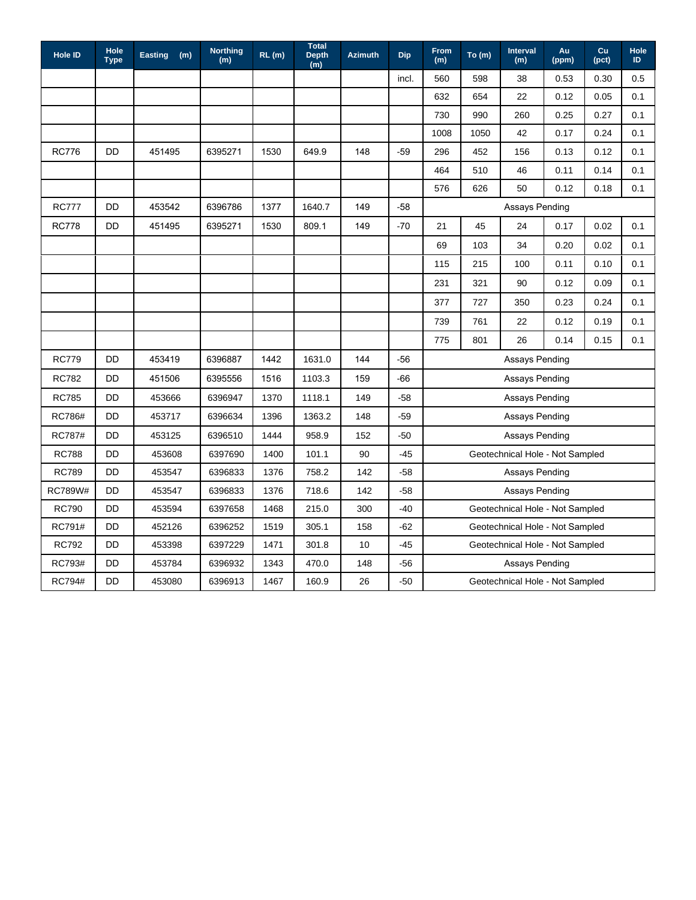| Hole ID | Hole Type | Easting (m) | Northing (m) | RL (m) | Total Depth (m) | Azimuth | Dip | From (m) | To (m) | Interval (m) | Au (ppm) | Cu (pct) | Hole ID |
|---|---|---|---|---|---|---|---|---|---|---|---|---|---|
| | | | | | | | incl. | 560 | 598 | 38 | 0.53 | 0.30 | 0.5 |
| | | | | | | | | 632 | 654 | 22 | 0.12 | 0.05 | 0.1 |
| | | | | | | | | 730 | 990 | 260 | 0.25 | 0.27 | 0.1 |
| | | | | | | | | 1008 | 1050 | 42 | 0.17 | 0.24 | 0.1 |
| RC776 | DD | 451495 | 6395271 | 1530 | 649.9 | 148 | -59 | 296 | 452 | 156 | 0.13 | 0.12 | 0.1 |
| | | | | | | | | 464 | 510 | 46 | 0.11 | 0.14 | 0.1 |
| | | | | | | | | 576 | 626 | 50 | 0.12 | 0.18 | 0.1 |
| RC777 | DD | 453542 | 6396786 | 1377 | 1640.7 | 149 | -58 | Assays Pending | | | | | |
| RC778 | DD | 451495 | 6395271 | 1530 | 809.1 | 149 | -70 | 21 | 45 | 24 | 0.17 | 0.02 | 0.1 |
| | | | | | | | | 69 | 103 | 34 | 0.20 | 0.02 | 0.1 |
| | | | | | | | | 115 | 215 | 100 | 0.11 | 0.10 | 0.1 |
| | | | | | | | | 231 | 321 | 90 | 0.12 | 0.09 | 0.1 |
| | | | | | | | | 377 | 727 | 350 | 0.23 | 0.24 | 0.1 |
| | | | | | | | | 739 | 761 | 22 | 0.12 | 0.19 | 0.1 |
| | | | | | | | | 775 | 801 | 26 | 0.14 | 0.15 | 0.1 |
| RC779 | DD | 453419 | 6396887 | 1442 | 1631.0 | 144 | -56 | Assays Pending | | | | | |
| RC782 | DD | 451506 | 6395556 | 1516 | 1103.3 | 159 | -66 | Assays Pending | | | | | |
| RC785 | DD | 453666 | 6396947 | 1370 | 1118.1 | 149 | -58 | Assays Pending | | | | | |
| RC786# | DD | 453717 | 6396634 | 1396 | 1363.2 | 148 | -59 | Assays Pending | | | | | |
| RC787# | DD | 453125 | 6396510 | 1444 | 958.9 | 152 | -50 | Assays Pending | | | | | |
| RC788 | DD | 453608 | 6397690 | 1400 | 101.1 | 90 | -45 | Geotechnical Hole - Not Sampled | | | | | |
| RC789 | DD | 453547 | 6396833 | 1376 | 758.2 | 142 | -58 | Assays Pending | | | | | |
| RC789W# | DD | 453547 | 6396833 | 1376 | 718.6 | 142 | -58 | Assays Pending | | | | | |
| RC790 | DD | 453594 | 6397658 | 1468 | 215.0 | 300 | -40 | Geotechnical Hole - Not Sampled | | | | | |
| RC791# | DD | 452126 | 6396252 | 1519 | 305.1 | 158 | -62 | Geotechnical Hole - Not Sampled | | | | | |
| RC792 | DD | 453398 | 6397229 | 1471 | 301.8 | 10 | -45 | Geotechnical Hole - Not Sampled | | | | | |
| RC793# | DD | 453784 | 6396932 | 1343 | 470.0 | 148 | -56 | Assays Pending | | | | | |
| RC794# | DD | 453080 | 6396913 | 1467 | 160.9 | 26 | -50 | Geotechnical Hole - Not Sampled | | | | | |